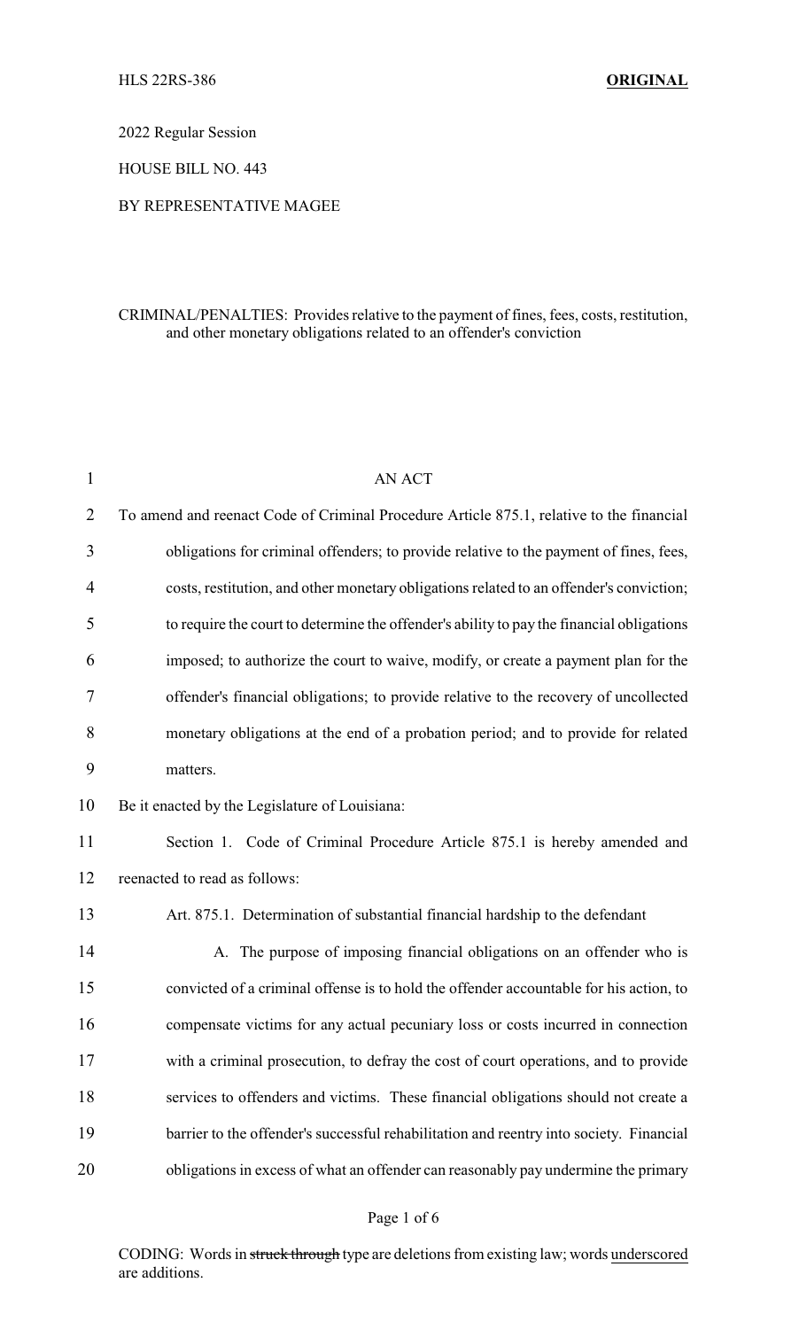HLS 22RS-386 **ORIGINAL**

2022 Regular Session

HOUSE BILL NO. 443

BY REPRESENTATIVE MAGEE

CRIMINAL/PENALTIES: Provides relative to the payment of fines, fees, costs, restitution, and other monetary obligations related to an offender's conviction

AN ACT

To amend and reenact Code of Criminal Procedure Article 875.1, relative to the financial obligations for criminal offenders; to provide relative to the payment of fines, fees, costs, restitution, and other monetary obligations related to an offender's conviction; to require the court to determine the offender's ability to pay the financial obligations imposed; to authorize the court to waive, modify, or create a payment plan for the offender's financial obligations; to provide relative to the recovery of uncollected monetary obligations at the end of a probation period; and to provide for related matters.

Be it enacted by the Legislature of Louisiana:

Section 1. Code of Criminal Procedure Article 875.1 is hereby amended and reenacted to read as follows:

Art. 875.1. Determination of substantial financial hardship to the defendant

A. The purpose of imposing financial obligations on an offender who is convicted of a criminal offense is to hold the offender accountable for his action, to compensate victims for any actual pecuniary loss or costs incurred in connection with a criminal prosecution, to defray the cost of court operations, and to provide services to offenders and victims. These financial obligations should not create a barrier to the offender's successful rehabilitation and reentry into society. Financial obligations in excess of what an offender can reasonably pay undermine the primary

CODING: Words in ~~struck through~~ type are deletions from existing law; words underscored are additions.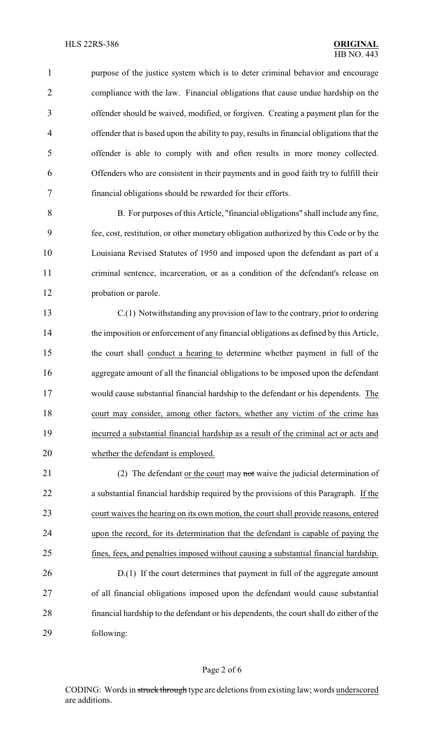purpose of the justice system which is to deter criminal behavior and encourage compliance with the law. Financial obligations that cause undue hardship on the offender should be waived, modified, or forgiven. Creating a payment plan for the offender that is based upon the ability to pay, results in financial obligations that the offender is able to comply with and often results in more money collected. Offenders who are consistent in their payments and in good faith try to fulfill their financial obligations should be rewarded for their efforts.

B. For purposes of this Article, "financial obligations" shall include any fine, fee, cost, restitution, or other monetary obligation authorized by this Code or by the Louisiana Revised Statutes of 1950 and imposed upon the defendant as part of a criminal sentence, incarceration, or as a condition of the defendant's release on probation or parole.

C.(1) Notwithstanding any provision of law to the contrary, prior to ordering the imposition or enforcement of any financial obligations as defined by this Article, the court shall <u>conduct a hearing to</u> determine whether payment in full of the aggregate amount of all the financial obligations to be imposed upon the defendant would cause substantial financial hardship to the defendant or his dependents. <u>The court may consider, among other factors, whether any victim of the crime has incurred a substantial financial hardship as a result of the criminal act or acts and whether the defendant is employed.</u>

(2) The defendant <u>or the court</u> may ~~not~~ waive the judicial determination of a substantial financial hardship required by the provisions of this Paragraph. <u>If the court waives the hearing on its own motion, the court shall provide reasons, entered upon the record, for its determination that the defendant is capable of paying the fines, fees, and penalties imposed without causing a substantial financial hardship.</u>

D.(1) If the court determines that payment in full of the aggregate amount of all financial obligations imposed upon the defendant would cause substantial financial hardship to the defendant or his dependents, the court shall do either of the following: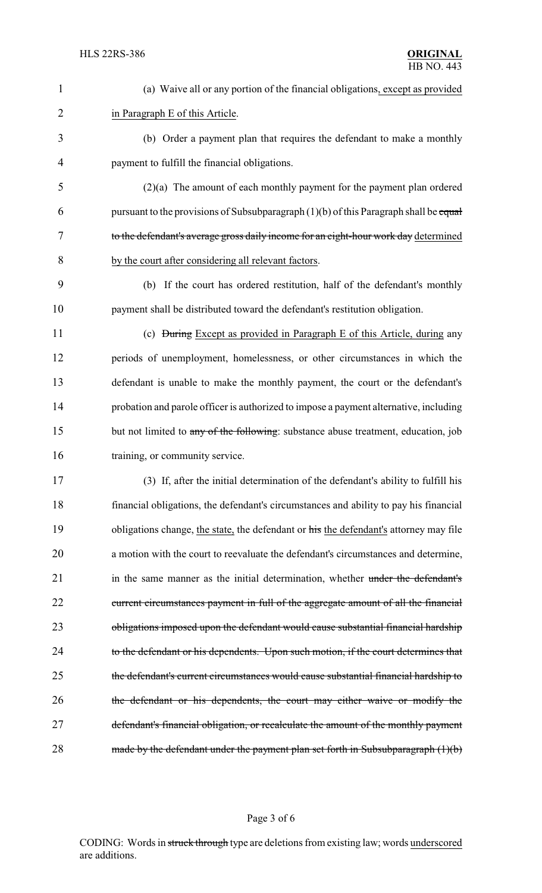(a) Waive all or any portion of the financial obligations, except as provided in Paragraph E of this Article.

(b) Order a payment plan that requires the defendant to make a monthly payment to fulfill the financial obligations.

(2)(a) The amount of each monthly payment for the payment plan ordered pursuant to the provisions of Subsubparagraph (1)(b) of this Paragraph shall be ~~equal to the defendant's average gross daily income for an eight-hour work day~~ determined by the court after considering all relevant factors.

(b) If the court has ordered restitution, half of the defendant's monthly payment shall be distributed toward the defendant's restitution obligation.

(c) ~~During~~ Except as provided in Paragraph E of this Article, during any periods of unemployment, homelessness, or other circumstances in which the defendant is unable to make the monthly payment, the court or the defendant's probation and parole officer is authorized to impose a payment alternative, including but not limited to ~~any of the following~~: substance abuse treatment, education, job training, or community service.

(3) If, after the initial determination of the defendant's ability to fulfill his financial obligations, the defendant's circumstances and ability to pay his financial obligations change, the state, the defendant or ~~his~~ the defendant's attorney may file a motion with the court to reevaluate the defendant's circumstances and determine, in the same manner as the initial determination, whether ~~under the defendant's current circumstances payment in full of the aggregate amount of all the financial obligations imposed upon the defendant would cause substantial financial hardship to the defendant or his dependents. Upon such motion, if the court determines that the defendant's current circumstances would cause substantial financial hardship to the defendant or his dependents, the court may either waive or modify the defendant's financial obligation, or recalculate the amount of the monthly payment made by the defendant under the payment plan set forth in Subsubparagraph (1)(b)~~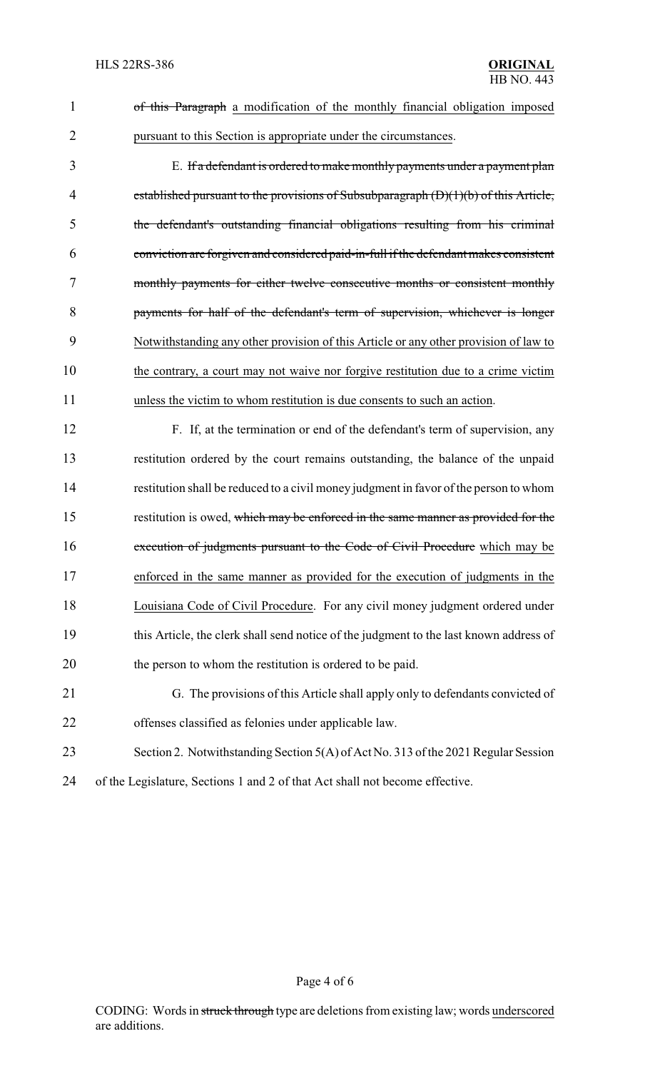of this Paragraph a modification of the monthly financial obligation imposed pursuant to this Section is appropriate under the circumstances.

E. If a defendant is ordered to make monthly payments under a payment plan established pursuant to the provisions of Subsubparagraph (D)(1)(b) of this Article, the defendant's outstanding financial obligations resulting from his criminal conviction are forgiven and considered paid-in-full if the defendant makes consistent monthly payments for either twelve consecutive months or consistent monthly payments for half of the defendant's term of supervision, whichever is longer Notwithstanding any other provision of this Article or any other provision of law to the contrary, a court may not waive nor forgive restitution due to a crime victim unless the victim to whom restitution is due consents to such an action.

F. If, at the termination or end of the defendant's term of supervision, any restitution ordered by the court remains outstanding, the balance of the unpaid restitution shall be reduced to a civil money judgment in favor of the person to whom restitution is owed, which may be enforced in the same manner as provided for the execution of judgments pursuant to the Code of Civil Procedure which may be enforced in the same manner as provided for the execution of judgments in the Louisiana Code of Civil Procedure. For any civil money judgment ordered under this Article, the clerk shall send notice of the judgment to the last known address of the person to whom the restitution is ordered to be paid.

G. The provisions of this Article shall apply only to defendants convicted of offenses classified as felonies under applicable law.

Section 2. Notwithstanding Section 5(A) of Act No. 313 of the 2021 Regular Session of the Legislature, Sections 1 and 2 of that Act shall not become effective.

CODING: Words in struck through type are deletions from existing law; words underscored are additions.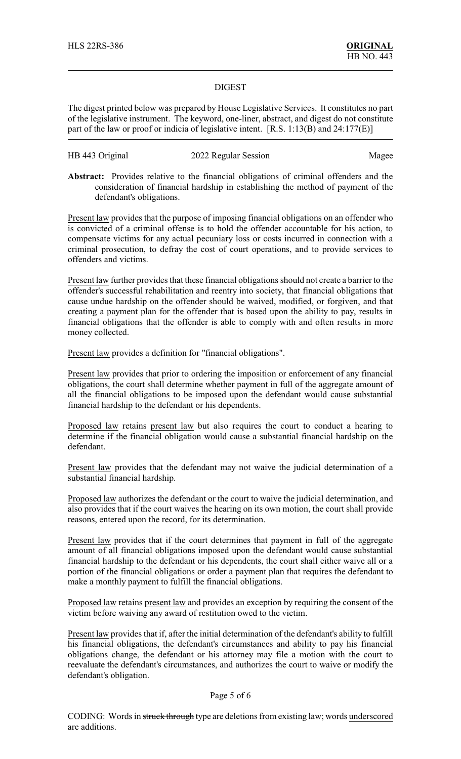HLS 22RS-386 **ORIGINAL**
HB NO. 443

## DIGEST

The digest printed below was prepared by House Legislative Services. It constitutes no part of the legislative instrument. The keyword, one-liner, abstract, and digest do not constitute part of the law or proof or indicia of legislative intent. [R.S. 1:13(B) and 24:177(E)]

HB 443 Original 2022 Regular Session Magee

**Abstract:** Provides relative to the financial obligations of criminal offenders and the consideration of financial hardship in establishing the method of payment of the defendant's obligations.

Present law provides that the purpose of imposing financial obligations on an offender who is convicted of a criminal offense is to hold the offender accountable for his action, to compensate victims for any actual pecuniary loss or costs incurred in connection with a criminal prosecution, to defray the cost of court operations, and to provide services to offenders and victims.

Present law further provides that these financial obligations should not create a barrier to the offender's successful rehabilitation and reentry into society, that financial obligations that cause undue hardship on the offender should be waived, modified, or forgiven, and that creating a payment plan for the offender that is based upon the ability to pay, results in financial obligations that the offender is able to comply with and often results in more money collected.

Present law provides a definition for "financial obligations".

Present law provides that prior to ordering the imposition or enforcement of any financial obligations, the court shall determine whether payment in full of the aggregate amount of all the financial obligations to be imposed upon the defendant would cause substantial financial hardship to the defendant or his dependents.

Proposed law retains present law but also requires the court to conduct a hearing to determine if the financial obligation would cause a substantial financial hardship on the defendant.

Present law provides that the defendant may not waive the judicial determination of a substantial financial hardship.

Proposed law authorizes the defendant or the court to waive the judicial determination, and also provides that if the court waives the hearing on its own motion, the court shall provide reasons, entered upon the record, for its determination.

Present law provides that if the court determines that payment in full of the aggregate amount of all financial obligations imposed upon the defendant would cause substantial financial hardship to the defendant or his dependents, the court shall either waive all or a portion of the financial obligations or order a payment plan that requires the defendant to make a monthly payment to fulfill the financial obligations.

Proposed law retains present law and provides an exception by requiring the consent of the victim before waiving any award of restitution owed to the victim.

Present law provides that if, after the initial determination of the defendant's ability to fulfill his financial obligations, the defendant's circumstances and ability to pay his financial obligations change, the defendant or his attorney may file a motion with the court to reevaluate the defendant's circumstances, and authorizes the court to waive or modify the defendant's obligation.

CODING: Words in ~~struck through~~ type are deletions from existing law; words underscored are additions.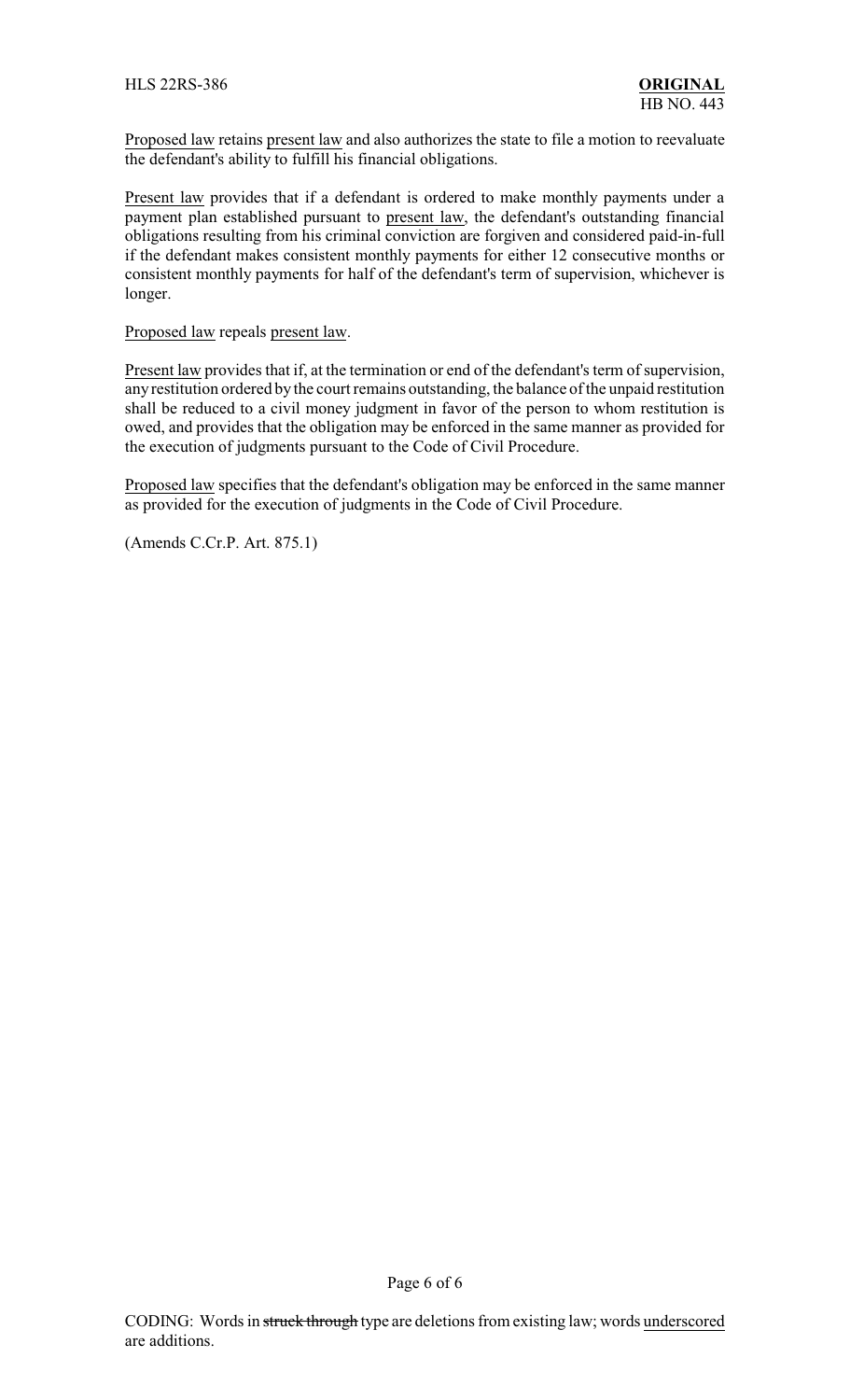Proposed law retains present law and also authorizes the state to file a motion to reevaluate the defendant's ability to fulfill his financial obligations.

Present law provides that if a defendant is ordered to make monthly payments under a payment plan established pursuant to present law, the defendant's outstanding financial obligations resulting from his criminal conviction are forgiven and considered paid-in-full if the defendant makes consistent monthly payments for either 12 consecutive months or consistent monthly payments for half of the defendant's term of supervision, whichever is longer.

Proposed law repeals present law.

Present law provides that if, at the termination or end of the defendant's term of supervision, any restitution ordered by the court remains outstanding, the balance of the unpaid restitution shall be reduced to a civil money judgment in favor of the person to whom restitution is owed, and provides that the obligation may be enforced in the same manner as provided for the execution of judgments pursuant to the Code of Civil Procedure.

Proposed law specifies that the defendant's obligation may be enforced in the same manner as provided for the execution of judgments in the Code of Civil Procedure.

(Amends C.Cr.P. Art. 875.1)

CODING: Words in ~~struck through~~ type are deletions from existing law; words underscored are additions.